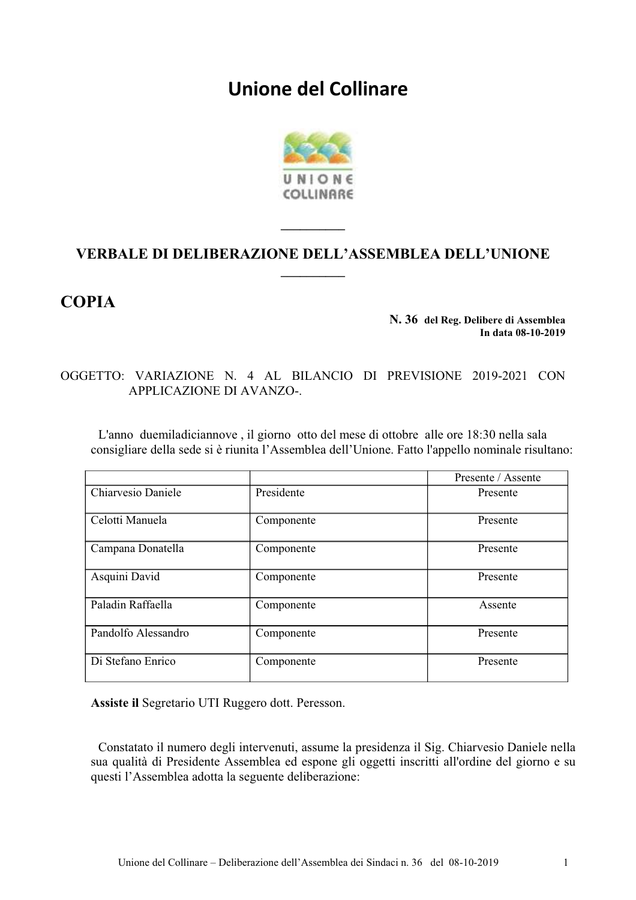# Unione del Collinare

---

## VERBALE DI DELIBERAZIONE DELL'ASSEMBLEA DELL'UNIONE

---

## COPIA

**N. 36** **del Reg. Delibere di Assemblea**
**In data 08-10-2019**

OGGETTO: VARIAZIONE N. 4 AL BILANCIO DI PREVISIONE 2019-2021 CON APPLICAZIONE DI AVANZO-.

L'anno duemiladiciannove , il giorno otto del mese di ottobre alle ore 18:30 nella sala consigliare della sede si è riunita l'Assemblea dell'Unione. Fatto l'appello nominale risultano:

| | | Presente / Assente |
|---|---|---|
| Chiarvesio Daniele | Presidente | Presente |
| Celotti Manuela | Componente | Presente |
| Campana Donatella | Componente | Presente |
| Asquini David | Componente | Presente |
| Paladin Raffaella | Componente | Assente |
| Pandolfo Alessandro | Componente | Presente |
| Di Stefano Enrico | Componente | Presente |

**Assiste il** Segretario UTI Ruggero dott. Peresson.

Constatato il numero degli intervenuti, assume la presidenza il Sig. Chiarvesio Daniele nella sua qualità di Presidente Assemblea ed espone gli oggetti inscritti all'ordine del giorno e su questi l'Assemblea adotta la seguente deliberazione: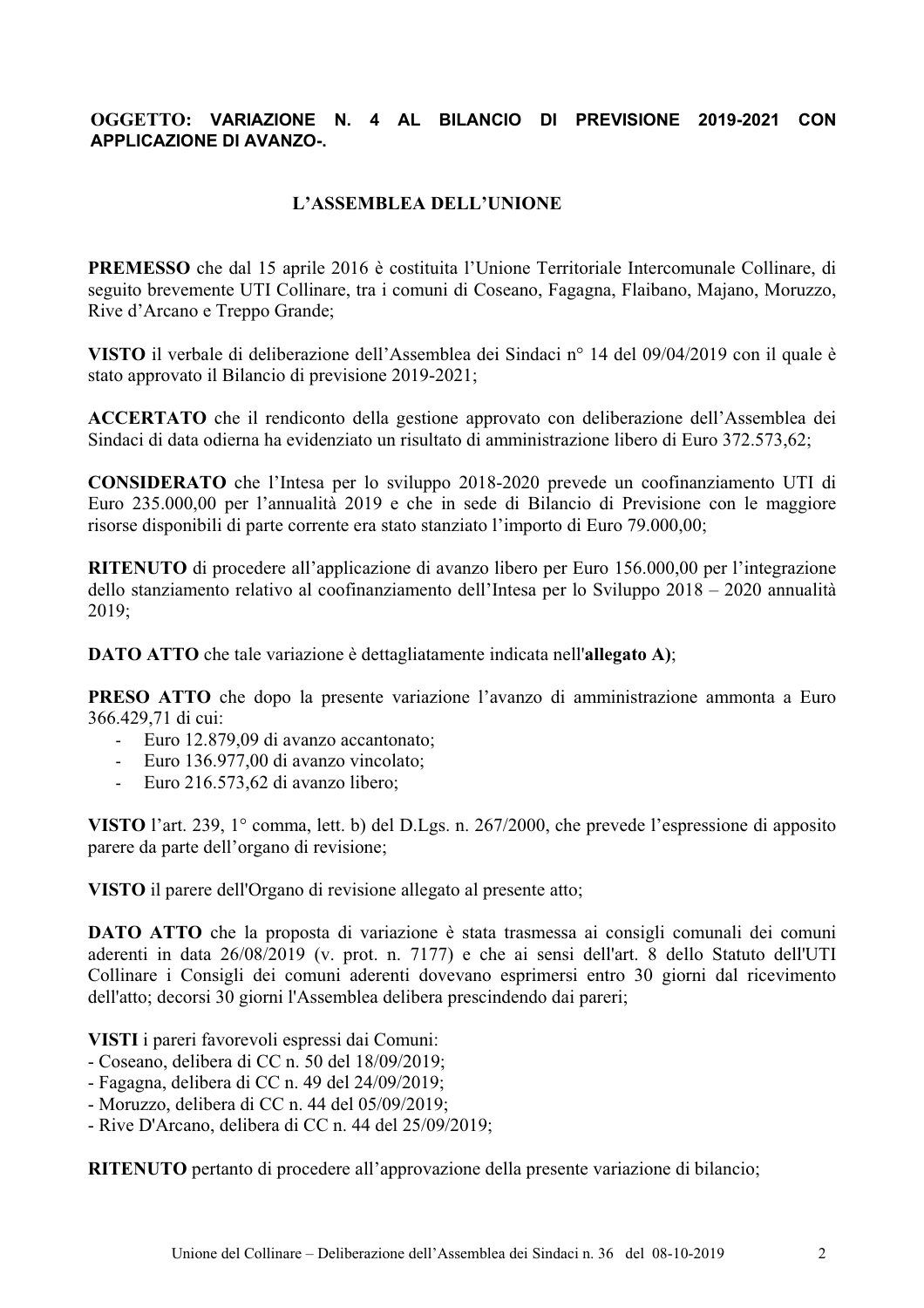**OGGETTO: VARIAZIONE N. 4 AL BILANCIO DI PREVISIONE 2019-2021 CON APPLICAZIONE DI AVANZO-.**

**L'ASSEMBLEA DELL'UNIONE**

**PREMESSO** che dal 15 aprile 2016 è costituita l'Unione Territoriale Intercomunale Collinare, di seguito brevemente UTI Collinare, tra i comuni di Coseano, Fagagna, Flaibano, Majano, Moruzzo, Rive d'Arcano e Treppo Grande;

**VISTO** il verbale di deliberazione dell'Assemblea dei Sindaci n° 14 del 09/04/2019 con il quale è stato approvato il Bilancio di previsione 2019-2021;

**ACCERTATO** che il rendiconto della gestione approvato con deliberazione dell'Assemblea dei Sindaci di data odierna ha evidenziato un risultato di amministrazione libero di Euro 372.573,62;

**CONSIDERATO** che l'Intesa per lo sviluppo 2018-2020 prevede un coofinanziamento UTI di Euro 235.000,00 per l'annualità 2019 e che in sede di Bilancio di Previsione con le maggiore risorse disponibili di parte corrente era stato stanziato l'importo di Euro 79.000,00;

**RITENUTO** di procedere all'applicazione di avanzo libero per Euro 156.000,00 per l'integrazione dello stanziamento relativo al coofinanziamento dell'Intesa per lo Sviluppo 2018 – 2020 annualità 2019;

**DATO ATTO** che tale variazione è dettagliatamente indicata nell'**allegato A)**;

**PRESO ATTO** che dopo la presente variazione l'avanzo di amministrazione ammonta a Euro 366.429,71 di cui:

- Euro 12.879,09 di avanzo accantonato;
- Euro 136.977,00 di avanzo vincolato;
- Euro 216.573,62 di avanzo libero;

**VISTO** l'art. 239, 1° comma, lett. b) del D.Lgs. n. 267/2000, che prevede l'espressione di apposito parere da parte dell'organo di revisione;

**VISTO** il parere dell'Organo di revisione allegato al presente atto;

**DATO ATTO** che la proposta di variazione è stata trasmessa ai consigli comunali dei comuni aderenti in data 26/08/2019 (v. prot. n. 7177) e che ai sensi dell'art. 8 dello Statuto dell'UTI Collinare i Consigli dei comuni aderenti dovevano esprimersi entro 30 giorni dal ricevimento dell'atto; decorsi 30 giorni l'Assemblea delibera prescindendo dai pareri;

**VISTI** i pareri favorevoli espressi dai Comuni:

- Coseano, delibera di CC n. 50 del 18/09/2019;
- Fagagna, delibera di CC n. 49 del 24/09/2019;
- Moruzzo, delibera di CC n. 44 del 05/09/2019;
- Rive D'Arcano, delibera di CC n. 44 del 25/09/2019;

**RITENUTO** pertanto di procedere all'approvazione della presente variazione di bilancio;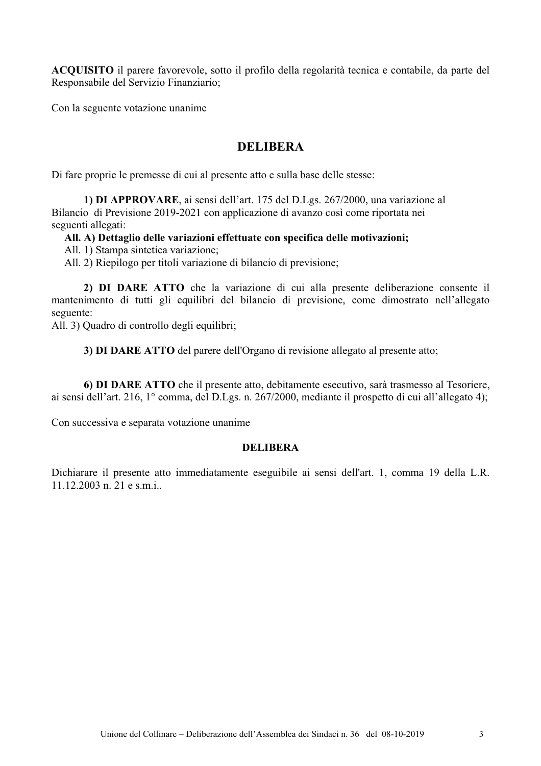**ACQUISITO** il parere favorevole, sotto il profilo della regolarità tecnica e contabile, da parte del Responsabile del Servizio Finanziario;

Con la seguente votazione unanime

## DELIBERA

Di fare proprie le premesse di cui al presente atto e sulla base delle stesse:

**1) DI APPROVARE**, ai sensi dell'art. 175 del D.Lgs. 267/2000, una variazione al Bilancio di Previsione 2019-2021 con applicazione di avanzo così come riportata nei seguenti allegati:

**All. A) Dettaglio delle variazioni effettuate con specifica delle motivazioni;**
All. 1) Stampa sintetica variazione;
All. 2) Riepilogo per titoli variazione di bilancio di previsione;

**2) DI DARE ATTO** che la variazione di cui alla presente deliberazione consente il mantenimento di tutti gli equilibri del bilancio di previsione, come dimostrato nell'allegato seguente:
All. 3) Quadro di controllo degli equilibri;

**3) DI DARE ATTO** del parere dell'Organo di revisione allegato al presente atto;

**6) DI DARE ATTO** che il presente atto, debitamente esecutivo, sarà trasmesso al Tesoriere, ai sensi dell'art. 216, 1° comma, del D.Lgs. n. 267/2000, mediante il prospetto di cui all'allegato 4);

Con successiva e separata votazione unanime

### DELIBERA

Dichiarare il presente atto immediatamente eseguibile ai sensi dell'art. 1, comma 19 della L.R. 11.12.2003 n. 21 e s.m.i..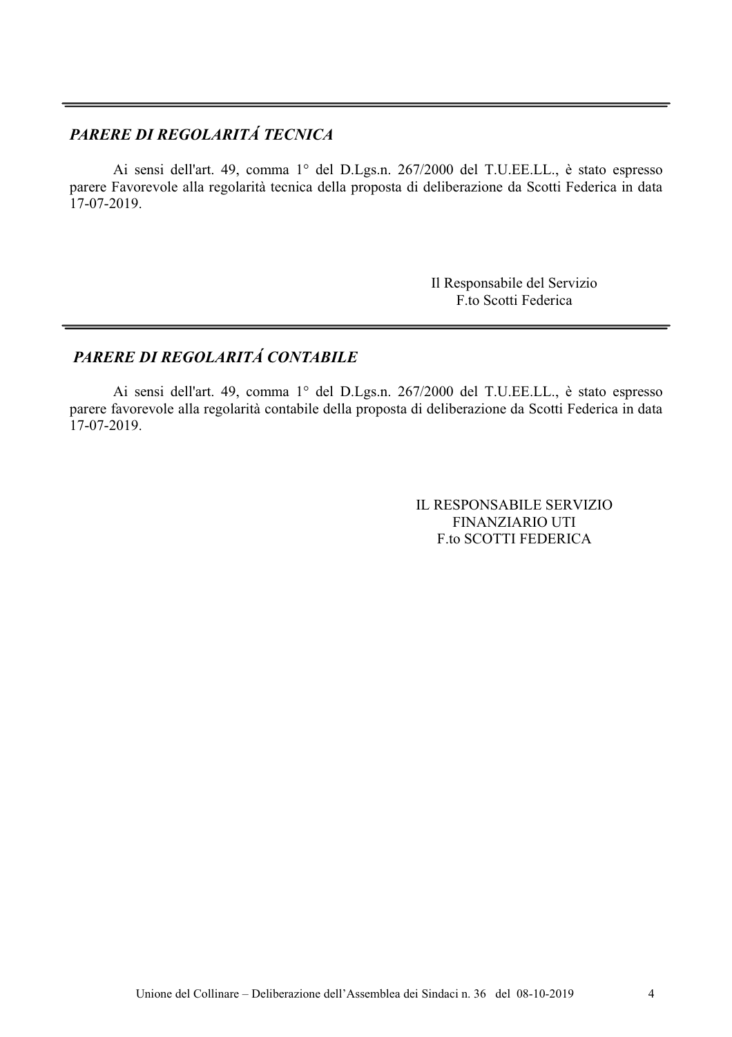---

## *PARERE DI REGOLARITÁ TECNICA*

Ai sensi dell'art. 49, comma 1° del D.Lgs.n. 267/2000 del T.U.EE.LL., è stato espresso parere Favorevole alla regolarità tecnica della proposta di deliberazione da Scotti Federica in data 17-07-2019.

Il Responsabile del Servizio
F.to Scotti Federica

---

## *PARERE DI REGOLARITÁ CONTABILE*

Ai sensi dell'art. 49, comma 1° del D.Lgs.n. 267/2000 del T.U.EE.LL., è stato espresso parere favorevole alla regolarità contabile della proposta di deliberazione da Scotti Federica in data 17-07-2019.

IL RESPONSABILE SERVIZIO
FINANZIARIO UTI
F.to SCOTTI FEDERICA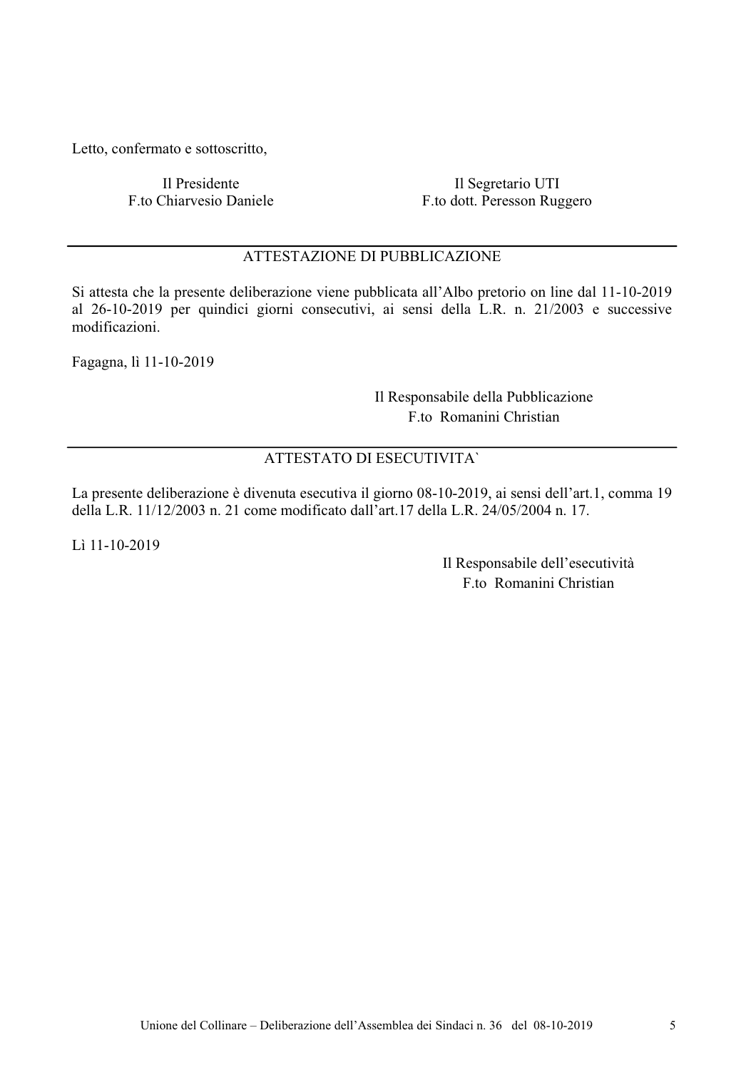Letto, confermato e sottoscritto,

| | |
|---|---|
| Il Presidente | Il Segretario UTI |
| F.to Chiarvesio Daniele | F.to dott. Peresson Ruggero |

---

## ATTESTAZIONE DI PUBBLICAZIONE

Si attesta che la presente deliberazione viene pubblicata all'Albo pretorio on line dal 11-10-2019 al 26-10-2019 per quindici giorni consecutivi, ai sensi della L.R. n. 21/2003 e successive modificazioni.

Fagagna, lì 11-10-2019

Il Responsabile della Pubblicazione
F.to Romanini Christian

---

## ATTESTATO DI ESECUTIVITA`

La presente deliberazione è divenuta esecutiva il giorno 08-10-2019, ai sensi dell'art.1, comma 19 della L.R. 11/12/2003 n. 21 come modificato dall'art.17 della L.R. 24/05/2004 n. 17.

Lì 11-10-2019

Il Responsabile dell'esecutività
F.to Romanini Christian